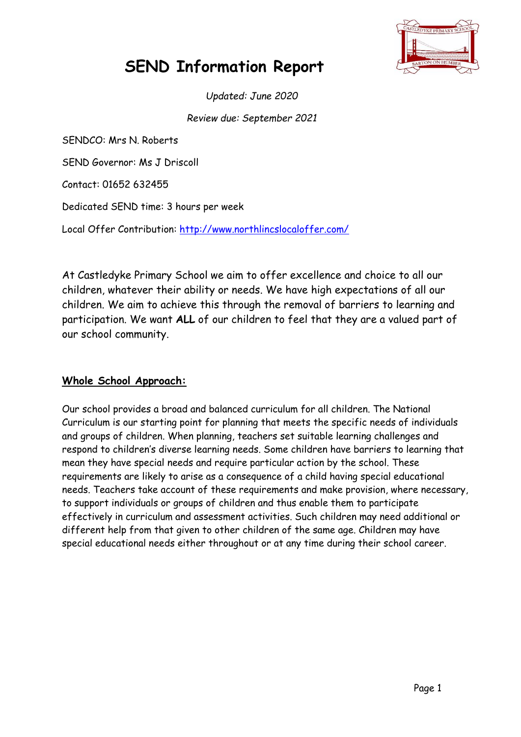# SEND Information Report

*Updated: June 2020*

*Review due: September 2021*

SENDCO: Mrs N. Roberts

SEND Governor: Ms J Driscoll

Contact: 01652 632455

Dedicated SEND time: 3 hours per week

Local Offer Contribution: http://www.northlincslocaloffer.com/

At Castledyke Primary School we aim to offer excellence and choice to all our children, whatever their ability or needs. We have high expectations of all our children. We aim to achieve this through the removal of barriers to learning and participation. We want **ALL** of our children to feel that they are a valued part of our school community.

## Whole School Approach:

Our school provides a broad and balanced curriculum for all children. The National Curriculum is our starting point for planning that meets the specific needs of individuals and groups of children. When planning, teachers set suitable learning challenges and respond to children's diverse learning needs. Some children have barriers to learning that mean they have special needs and require particular action by the school. These requirements are likely to arise as a consequence of a child having special educational needs. Teachers take account of these requirements and make provision, where necessary, to support individuals or groups of children and thus enable them to participate effectively in curriculum and assessment activities. Such children may need additional or different help from that given to other children of the same age. Children may have special educational needs either throughout or at any time during their school career.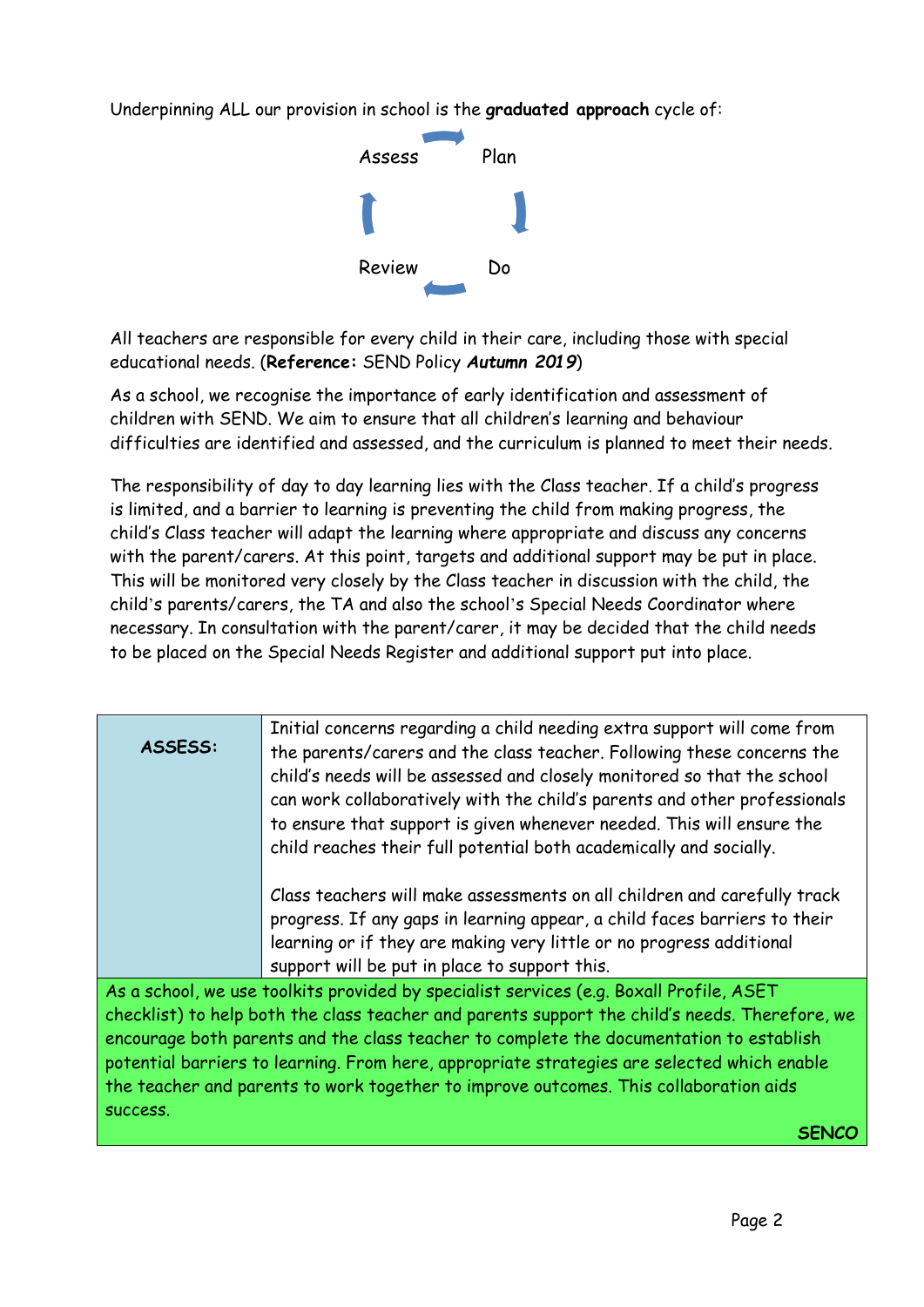Underpinning ALL our provision in school is the **graduated approach** cycle of:

Assess
Plan
Do
Review

All teachers are responsible for every child in their care, including those with special educational needs. (**Reference:** SEND Policy ***Autumn 2019***)

As a school, we recognise the importance of early identification and assessment of children with SEND. We aim to ensure that all children's learning and behaviour difficulties are identified and assessed, and the curriculum is planned to meet their needs.

The responsibility of day to day learning lies with the Class teacher. If a child's progress is limited, and a barrier to learning is preventing the child from making progress, the child's Class teacher will adapt the learning where appropriate and discuss any concerns with the parent/carers. At this point, targets and additional support may be put in place. This will be monitored very closely by the Class teacher in discussion with the child, the child's parents/carers, the TA and also the school's Special Needs Coordinator where necessary. In consultation with the parent/carer, it may be decided that the child needs to be placed on the Special Needs Register and additional support put into place.

| | |
|---|---|
| **ASSESS:** | Initial concerns regarding a child needing extra support will come from the parents/carers and the class teacher. Following these concerns the child's needs will be assessed and closely monitored so that the school can work collaboratively with the child's parents and other professionals to ensure that support is given whenever needed. This will ensure the child reaches their full potential both academically and socially.<br><br>Class teachers will make assessments on all children and carefully track progress. If any gaps in learning appear, a child faces barriers to their learning or if they are making very little or no progress additional support will be put in place to support this. |
| As a school, we use toolkits provided by specialist services (e.g. Boxall Profile, ASET checklist) to help both the class teacher and parents support the child's needs. Therefore, we encourage both parents and the class teacher to complete the documentation to establish potential barriers to learning. From here, appropriate strategies are selected which enable the teacher and parents to work together to improve outcomes. This collaboration aids success.<br><br>**SENCO** | |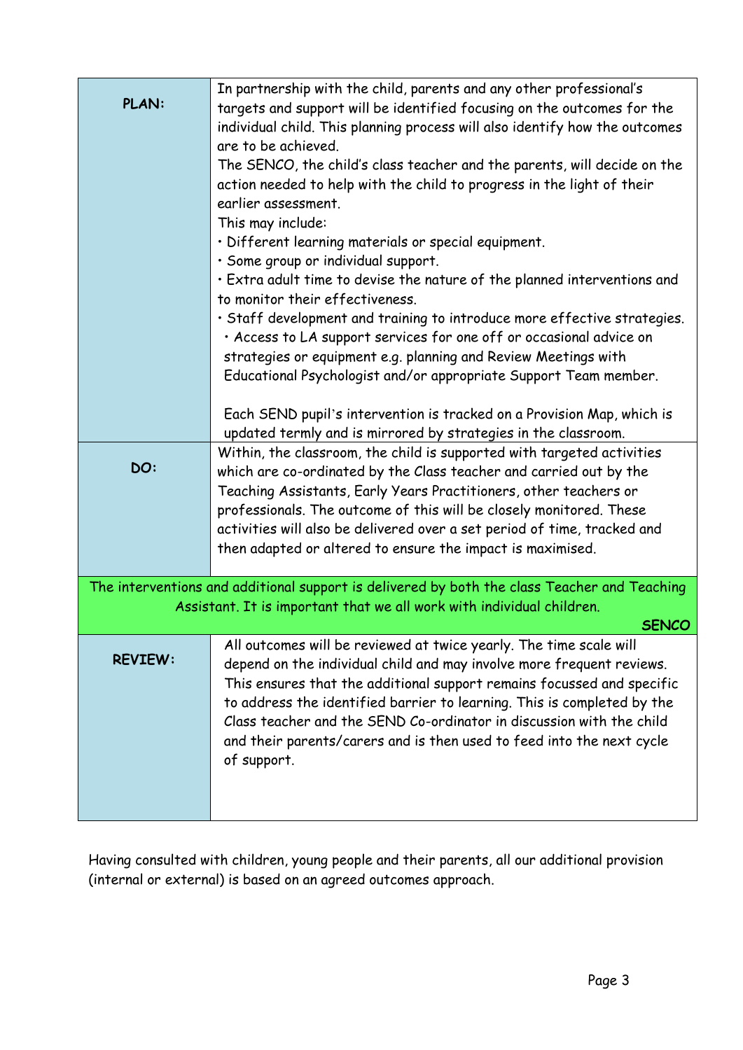| | |
|---|---|
| **PLAN:** | In partnership with the child, parents and any other professional's targets and support will be identified focusing on the outcomes for the individual child. This planning process will also identify how the outcomes are to be achieved.<br>The SENCO, the child's class teacher and the parents, will decide on the action needed to help with the child to progress in the light of their earlier assessment.<br>This may include:<br>• Different learning materials or special equipment.<br>• Some group or individual support.<br>• Extra adult time to devise the nature of the planned interventions and to monitor their effectiveness.<br>• Staff development and training to introduce more effective strategies.<br>• Access to LA support services for one off or occasional advice on strategies or equipment e.g. planning and Review Meetings with Educational Psychologist and/or appropriate Support Team member.<br><br>Each SEND pupil's intervention is tracked on a Provision Map, which is updated termly and is mirrored by strategies in the classroom. |
| **DO:** | Within, the classroom, the child is supported with targeted activities which are co-ordinated by the Class teacher and carried out by the Teaching Assistants, Early Years Practitioners, other teachers or professionals. The outcome of this will be closely monitored. These activities will also be delivered over a set period of time, tracked and then adapted or altered to ensure the impact is maximised. |
| The interventions and additional support is delivered by both the class Teacher and Teaching Assistant. It is important that we all work with individual children. **SENCO** | |
| **REVIEW:** | All outcomes will be reviewed at twice yearly. The time scale will depend on the individual child and may involve more frequent reviews. This ensures that the additional support remains focussed and specific to address the identified barrier to learning. This is completed by the Class teacher and the SEND Co-ordinator in discussion with the child and their parents/carers and is then used to feed into the next cycle of support. |

Having consulted with children, young people and their parents, all our additional provision (internal or external) is based on an agreed outcomes approach.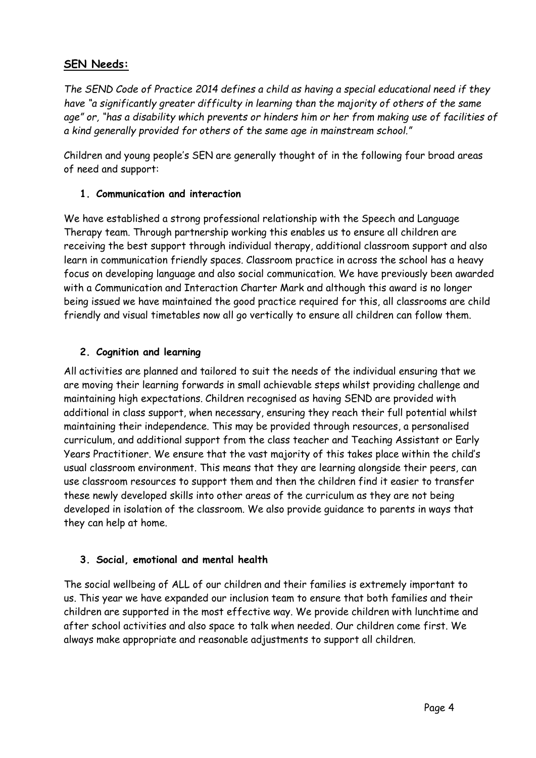## SEN Needs:

*The SEND Code of Practice 2014 defines a child as having a special educational need if they have "a significantly greater difficulty in learning than the majority of others of the same age" or, "has a disability which prevents or hinders him or her from making use of facilities of a kind generally provided for others of the same age in mainstream school."*

Children and young people's SEN are generally thought of in the following four broad areas of need and support:

1. **Communication and interaction**

We have established a strong professional relationship with the Speech and Language Therapy team. Through partnership working this enables us to ensure all children are receiving the best support through individual therapy, additional classroom support and also learn in communication friendly spaces. Classroom practice in across the school has a heavy focus on developing language and also social communication. We have previously been awarded with a Communication and Interaction Charter Mark and although this award is no longer being issued we have maintained the good practice required for this, all classrooms are child friendly and visual timetables now all go vertically to ensure all children can follow them.

2. **Cognition and learning**

All activities are planned and tailored to suit the needs of the individual ensuring that we are moving their learning forwards in small achievable steps whilst providing challenge and maintaining high expectations. Children recognised as having SEND are provided with additional in class support, when necessary, ensuring they reach their full potential whilst maintaining their independence. This may be provided through resources, a personalised curriculum, and additional support from the class teacher and Teaching Assistant or Early Years Practitioner. We ensure that the vast majority of this takes place within the child's usual classroom environment. This means that they are learning alongside their peers, can use classroom resources to support them and then the children find it easier to transfer these newly developed skills into other areas of the curriculum as they are not being developed in isolation of the classroom. We also provide guidance to parents in ways that they can help at home.

3. **Social, emotional and mental health**

The social wellbeing of ALL of our children and their families is extremely important to us. This year we have expanded our inclusion team to ensure that both families and their children are supported in the most effective way. We provide children with lunchtime and after school activities and also space to talk when needed. Our children come first. We always make appropriate and reasonable adjustments to support all children.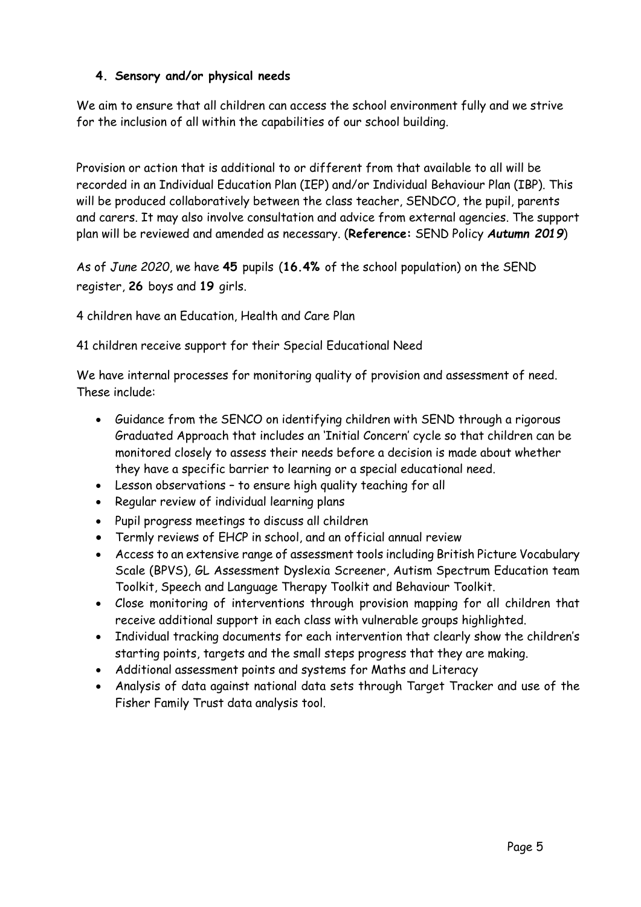### 4. Sensory and/or physical needs

We aim to ensure that all children can access the school environment fully and we strive for the inclusion of all within the capabilities of our school building.

Provision or action that is additional to or different from that available to all will be recorded in an Individual Education Plan (IEP) and/or Individual Behaviour Plan (IBP). This will be produced collaboratively between the class teacher, SENDCO, the pupil, parents and carers. It may also involve consultation and advice from external agencies. The support plan will be reviewed and amended as necessary. (**Reference:** SEND Policy ***Autumn 2019***)

As of *June 2020*, we have **45** pupils (**16.4%** of the school population) on the SEND register, **26** boys and **19** girls.

4 children have an Education, Health and Care Plan

41 children receive support for their Special Educational Need

We have internal processes for monitoring quality of provision and assessment of need. These include:

- Guidance from the SENCO on identifying children with SEND through a rigorous Graduated Approach that includes an 'Initial Concern' cycle so that children can be monitored closely to assess their needs before a decision is made about whether they have a specific barrier to learning or a special educational need.
- Lesson observations – to ensure high quality teaching for all
- Regular review of individual learning plans
- Pupil progress meetings to discuss all children
- Termly reviews of EHCP in school, and an official annual review
- Access to an extensive range of assessment tools including British Picture Vocabulary Scale (BPVS), GL Assessment Dyslexia Screener, Autism Spectrum Education team Toolkit, Speech and Language Therapy Toolkit and Behaviour Toolkit.
- Close monitoring of interventions through provision mapping for all children that receive additional support in each class with vulnerable groups highlighted.
- Individual tracking documents for each intervention that clearly show the children's starting points, targets and the small steps progress that they are making.
- Additional assessment points and systems for Maths and Literacy
- Analysis of data against national data sets through Target Tracker and use of the Fisher Family Trust data analysis tool.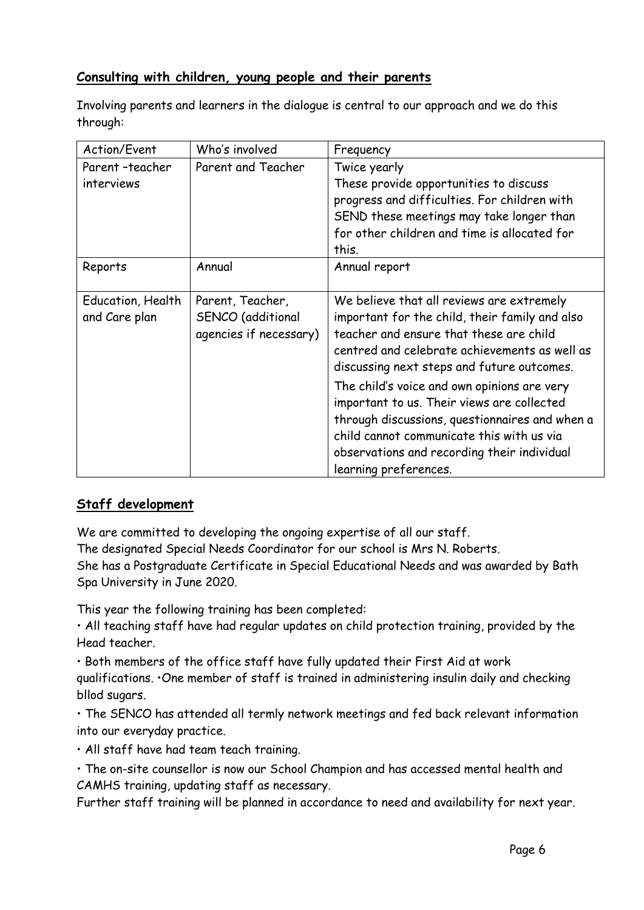## Consulting with children, young people and their parents

Involving parents and learners in the dialogue is central to our approach and we do this through:

| Action/Event | Who's involved | Frequency |
|---|---|---|
| Parent –teacher interviews | Parent and Teacher | Twice yearly<br>These provide opportunities to discuss progress and difficulties. For children with SEND these meetings may take longer than for other children and time is allocated for this. |
| Reports | Annual | Annual report |
| Education, Health and Care plan | Parent, Teacher, SENCO (additional agencies if necessary) | We believe that all reviews are extremely important for the child, their family and also teacher and ensure that these are child centred and celebrate achievements as well as discussing next steps and future outcomes.<br>The child's voice and own opinions are very important to us. Their views are collected through discussions, questionnaires and when a child cannot communicate this with us via observations and recording their individual learning preferences. |

## Staff development

We are committed to developing the ongoing expertise of all our staff.
The designated Special Needs Coordinator for our school is Mrs N. Roberts.
She has a Postgraduate Certificate in Special Educational Needs and was awarded by Bath Spa University in June 2020.

This year the following training has been completed:

• All teaching staff have had regular updates on child protection training, provided by the Head teacher.

• Both members of the office staff have fully updated their First Aid at work qualifications. •One member of staff is trained in administering insulin daily and checking bllod sugars.

• The SENCO has attended all termly network meetings and fed back relevant information into our everyday practice.

• All staff have had team teach training.

• The on-site counsellor is now our School Champion and has accessed mental health and CAMHS training, updating staff as necessary.

Further staff training will be planned in accordance to need and availability for next year.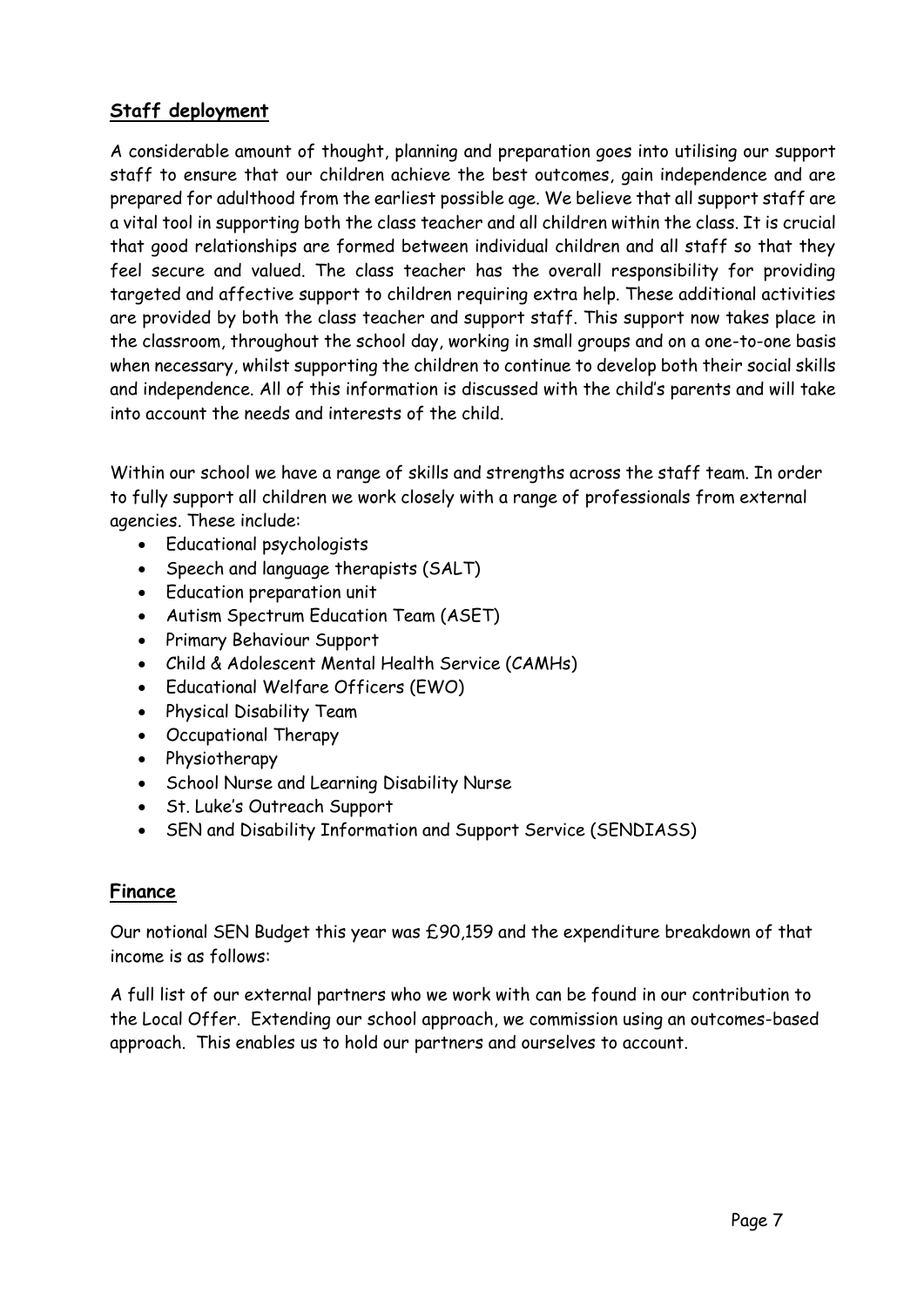## Staff deployment

A considerable amount of thought, planning and preparation goes into utilising our support staff to ensure that our children achieve the best outcomes, gain independence and are prepared for adulthood from the earliest possible age. We believe that all support staff are a vital tool in supporting both the class teacher and all children within the class. It is crucial that good relationships are formed between individual children and all staff so that they feel secure and valued. The class teacher has the overall responsibility for providing targeted and affective support to children requiring extra help. These additional activities are provided by both the class teacher and support staff. This support now takes place in the classroom, throughout the school day, working in small groups and on a one-to-one basis when necessary, whilst supporting the children to continue to develop both their social skills and independence. All of this information is discussed with the child's parents and will take into account the needs and interests of the child.

Within our school we have a range of skills and strengths across the staff team. In order to fully support all children we work closely with a range of professionals from external agencies. These include:

- Educational psychologists
- Speech and language therapists (SALT)
- Education preparation unit
- Autism Spectrum Education Team (ASET)
- Primary Behaviour Support
- Child & Adolescent Mental Health Service (CAMHs)
- Educational Welfare Officers (EWO)
- Physical Disability Team
- Occupational Therapy
- Physiotherapy
- School Nurse and Learning Disability Nurse
- St. Luke's Outreach Support
- SEN and Disability Information and Support Service (SENDIASS)

## Finance

Our notional SEN Budget this year was £90,159 and the expenditure breakdown of that income is as follows:

A full list of our external partners who we work with can be found in our contribution to the Local Offer. Extending our school approach, we commission using an outcomes-based approach. This enables us to hold our partners and ourselves to account.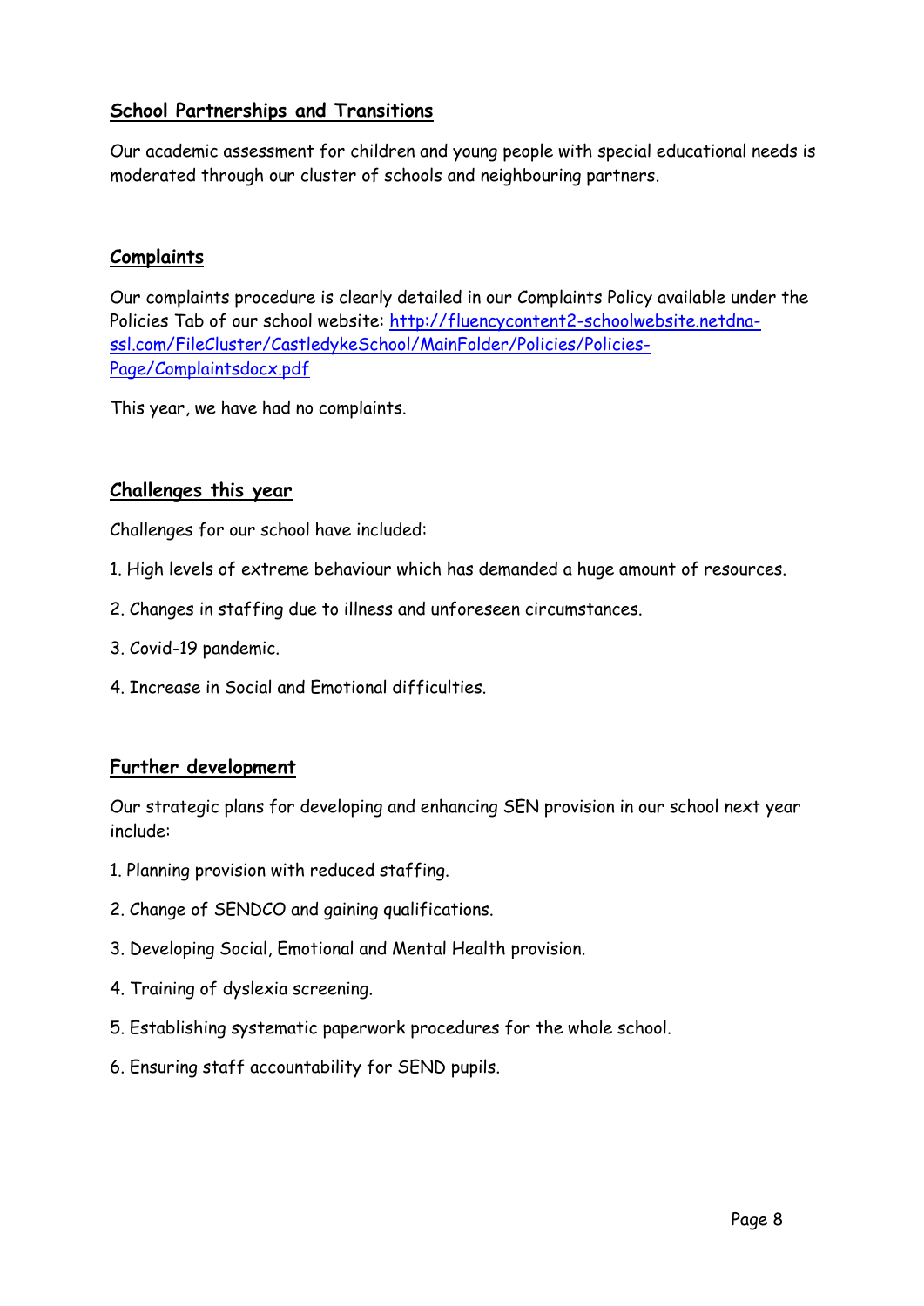## School Partnerships and Transitions

Our academic assessment for children and young people with special educational needs is moderated through our cluster of schools and neighbouring partners.

## Complaints

Our complaints procedure is clearly detailed in our Complaints Policy available under the Policies Tab of our school website: [http://fluencycontent2-schoolwebsite.netdna-ssl.com/FileCluster/CastledykeSchool/MainFolder/Policies/Policies-Page/Complaintsdocx.pdf](http://fluencycontent2-schoolwebsite.netdna-ssl.com/FileCluster/CastledykeSchool/MainFolder/Policies/Policies-Page/Complaintsdocx.pdf)

This year, we have had no complaints.

## Challenges this year

Challenges for our school have included:

1. High levels of extreme behaviour which has demanded a huge amount of resources.
2. Changes in staffing due to illness and unforeseen circumstances.
3. Covid-19 pandemic.
4. Increase in Social and Emotional difficulties.

## Further development

Our strategic plans for developing and enhancing SEN provision in our school next year include:

1. Planning provision with reduced staffing.
2. Change of SENDCO and gaining qualifications.
3. Developing Social, Emotional and Mental Health provision.
4. Training of dyslexia screening.
5. Establishing systematic paperwork procedures for the whole school.
6. Ensuring staff accountability for SEND pupils.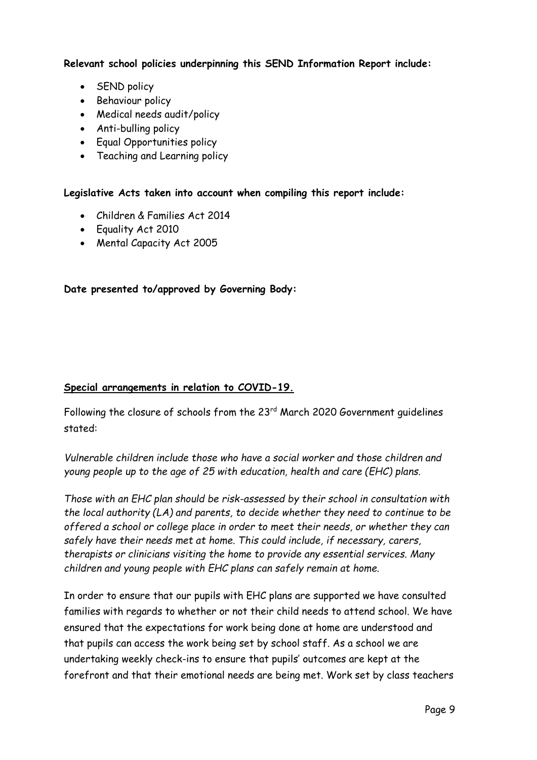**Relevant school policies underpinning this SEND Information Report include:**

- SEND policy
- Behaviour policy
- Medical needs audit/policy
- Anti-bulling policy
- Equal Opportunities policy
- Teaching and Learning policy

**Legislative Acts taken into account when compiling this report include:**

- Children & Families Act 2014
- Equality Act 2010
- Mental Capacity Act 2005

**Date presented to/approved by Governing Body:**

**<u>Special arrangements in relation to COVID-19.</u>**

Following the closure of schools from the 23rd March 2020 Government guidelines stated:

*Vulnerable children include those who have a social worker and those children and young people up to the age of 25 with education, health and care (EHC) plans.*

*Those with an EHC plan should be risk-assessed by their school in consultation with the local authority (LA) and parents, to decide whether they need to continue to be offered a school or college place in order to meet their needs, or whether they can safely have their needs met at home. This could include, if necessary, carers, therapists or clinicians visiting the home to provide any essential services. Many children and young people with EHC plans can safely remain at home.*

In order to ensure that our pupils with EHC plans are supported we have consulted families with regards to whether or not their child needs to attend school. We have ensured that the expectations for work being done at home are understood and that pupils can access the work being set by school staff. As a school we are undertaking weekly check-ins to ensure that pupils' outcomes are kept at the forefront and that their emotional needs are being met. Work set by class teachers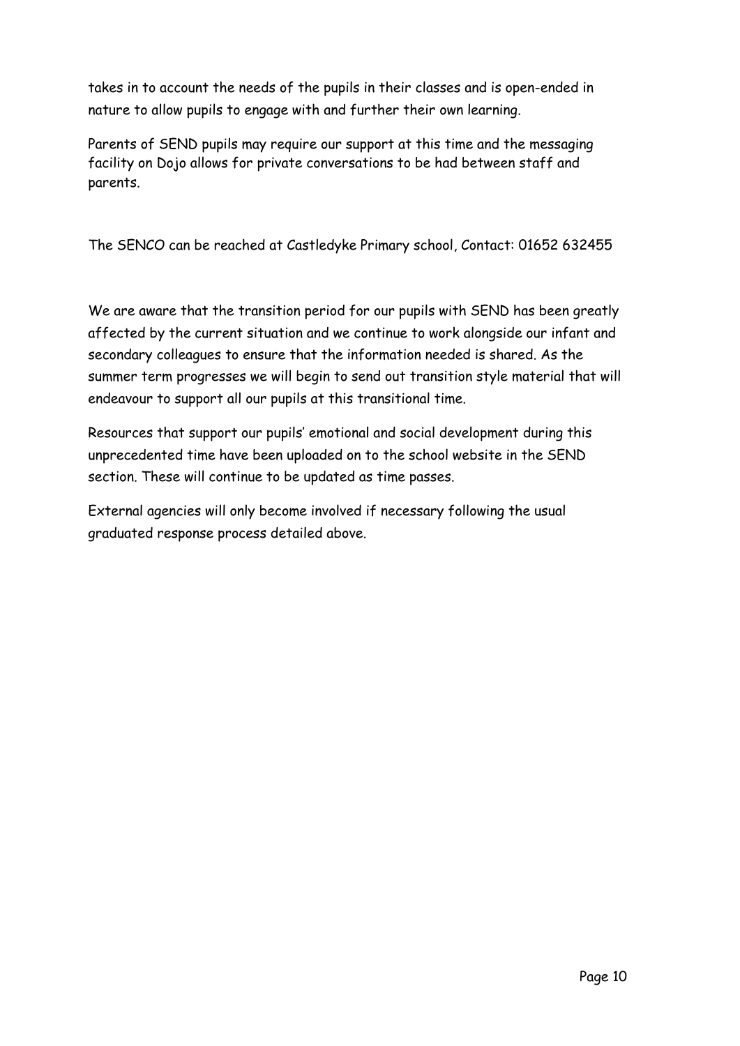takes in to account the needs of the pupils in their classes and is open-ended in nature to allow pupils to engage with and further their own learning.

Parents of SEND pupils may require our support at this time and the messaging facility on Dojo allows for private conversations to be had between staff and parents.

The SENCO can be reached at Castledyke Primary school, Contact: 01652 632455

We are aware that the transition period for our pupils with SEND has been greatly affected by the current situation and we continue to work alongside our infant and secondary colleagues to ensure that the information needed is shared. As the summer term progresses we will begin to send out transition style material that will endeavour to support all our pupils at this transitional time.

Resources that support our pupils' emotional and social development during this unprecedented time have been uploaded on to the school website in the SEND section. These will continue to be updated as time passes.

External agencies will only become involved if necessary following the usual graduated response process detailed above.